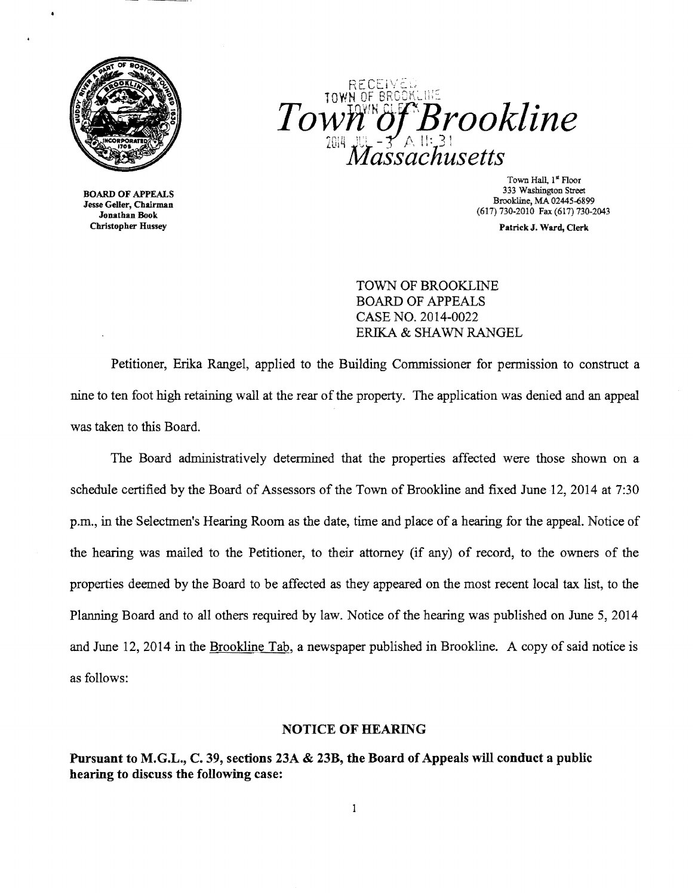# Town of Brookline
## Massachusetts

RECEIVED TOWN OF BROOKLINE TOWN CLERK 2014 JUL -3 A 11:31

**BOARD OF APPEALS**
**Jesse Geller, Chairman**
**Jonathan Book**
**Christopher Hussey**

Town Hall, 1st Floor
333 Washington Street
Brookline, MA 02445-6899
(617) 730-2010 Fax (617) 730-2043

**Patrick J. Ward, Clerk**

TOWN OF BROOKLINE
BOARD OF APPEALS
CASE NO. 2014-0022
ERIKA & SHAWN RANGEL

Petitioner, Erika Rangel, applied to the Building Commissioner for permission to construct a nine to ten foot high retaining wall at the rear of the property. The application was denied and an appeal was taken to this Board.

The Board administratively determined that the properties affected were those shown on a schedule certified by the Board of Assessors of the Town of Brookline and fixed June 12, 2014 at 7:30 p.m., in the Selectmen's Hearing Room as the date, time and place of a hearing for the appeal. Notice of the hearing was mailed to the Petitioner, to their attorney (if any) of record, to the owners of the properties deemed by the Board to be affected as they appeared on the most recent local tax list, to the Planning Board and to all others required by law. Notice of the hearing was published on June 5, 2014 and June 12, 2014 in the Brookline Tab, a newspaper published in Brookline. A copy of said notice is as follows:

### NOTICE OF HEARING

**Pursuant to M.G.L., C. 39, sections 23A & 23B, the Board of Appeals will conduct a public hearing to discuss the following case:**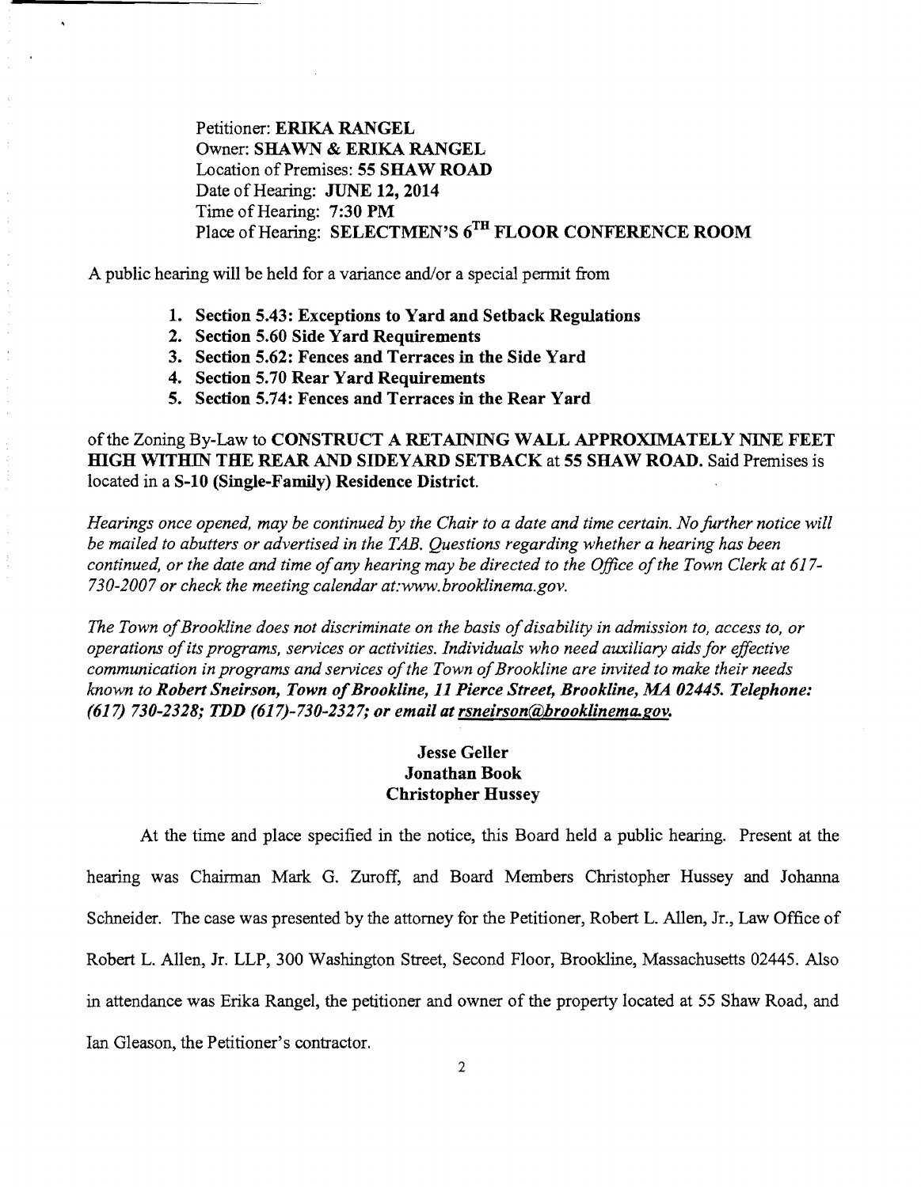Petitioner: **ERIKA RANGEL**
Owner: **SHAWN & ERIKA RANGEL**
Location of Premises: **55 SHAW ROAD**
Date of Hearing: **JUNE 12, 2014**
Time of Hearing: **7:30 PM**
Place of Hearing: **SELECTMEN'S 6TH FLOOR CONFERENCE ROOM**

A public hearing will be held for a variance and/or a special permit from

1. **Section 5.43: Exceptions to Yard and Setback Regulations**
2. **Section 5.60 Side Yard Requirements**
3. **Section 5.62: Fences and Terraces in the Side Yard**
4. **Section 5.70 Rear Yard Requirements**
5. **Section 5.74: Fences and Terraces in the Rear Yard**

of the Zoning By-Law to **CONSTRUCT A RETAINING WALL APPROXIMATELY NINE FEET HIGH WITHIN THE REAR AND SIDEYARD SETBACK** at **55 SHAW ROAD.** Said Premises is located in a **S-10 (Single-Family) Residence District.**

*Hearings once opened, may be continued by the Chair to a date and time certain. No further notice will be mailed to abutters or advertised in the TAB. Questions regarding whether a hearing has been continued, or the date and time of any hearing may be directed to the Office of the Town Clerk at 617-730-2007 or check the meeting calendar at:www.brooklinema.gov.*

*The Town of Brookline does not discriminate on the basis of disability in admission to, access to, or operations of its programs, services or activities. Individuals who need auxiliary aids for effective communication in programs and services of the Town of Brookline are invited to make their needs known to* ***Robert Sneirson, Town of Brookline, 11 Pierce Street, Brookline, MA 02445. Telephone: (617) 730-2328; TDD (617)-730-2327; or email at rsneirson@brooklinema.gov.***

**Jesse Geller**
**Jonathan Book**
**Christopher Hussey**

At the time and place specified in the notice, this Board held a public hearing. Present at the hearing was Chairman Mark G. Zuroff, and Board Members Christopher Hussey and Johanna Schneider. The case was presented by the attorney for the Petitioner, Robert L. Allen, Jr., Law Office of Robert L. Allen, Jr. LLP, 300 Washington Street, Second Floor, Brookline, Massachusetts 02445. Also in attendance was Erika Rangel, the petitioner and owner of the property located at 55 Shaw Road, and Ian Gleason, the Petitioner's contractor.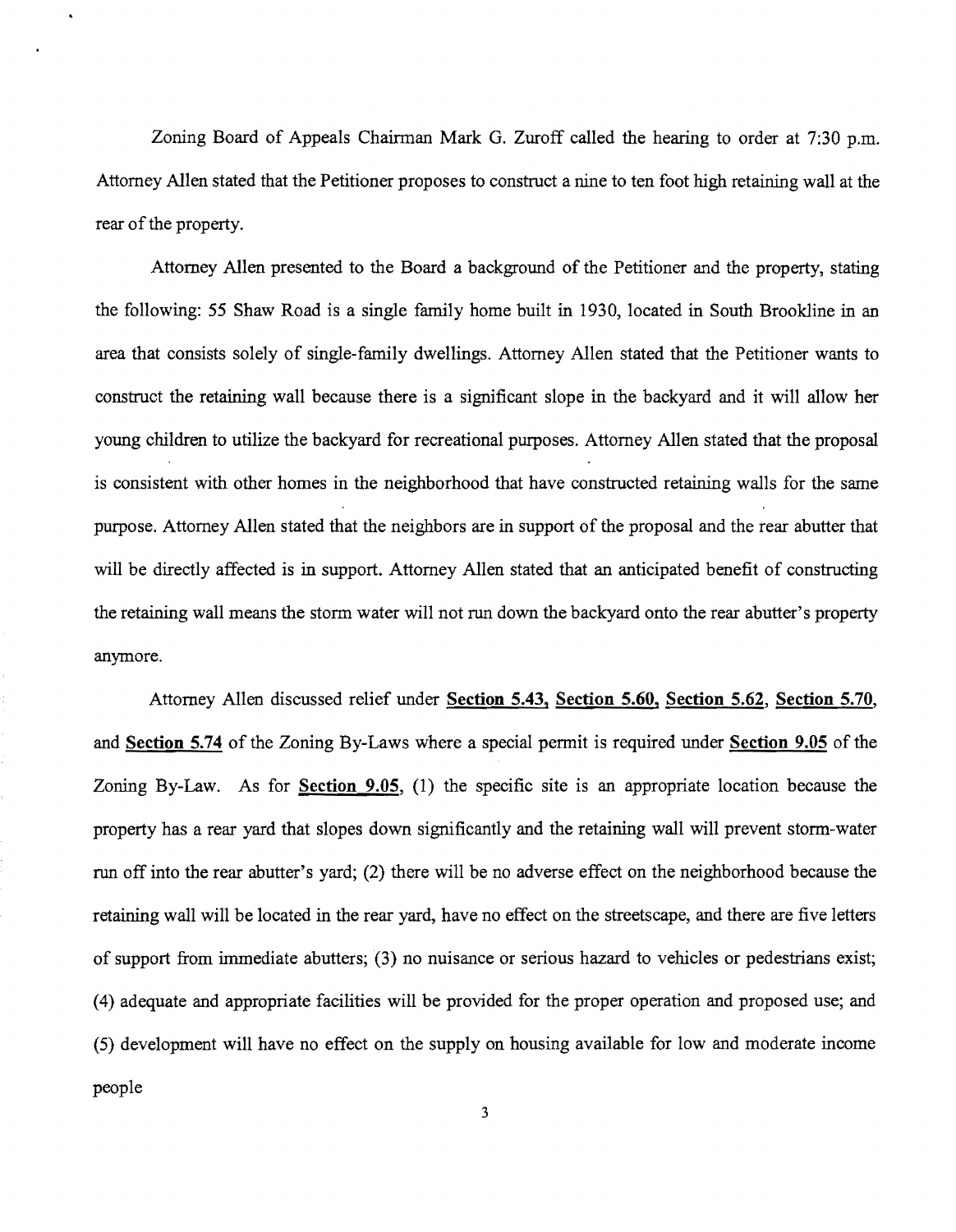Zoning Board of Appeals Chairman Mark G. Zuroff called the hearing to order at 7:30 p.m. Attorney Allen stated that the Petitioner proposes to construct a nine to ten foot high retaining wall at the rear of the property.

Attorney Allen presented to the Board a background of the Petitioner and the property, stating the following: 55 Shaw Road is a single family home built in 1930, located in South Brookline in an area that consists solely of single-family dwellings. Attorney Allen stated that the Petitioner wants to construct the retaining wall because there is a significant slope in the backyard and it will allow her young children to utilize the backyard for recreational purposes. Attorney Allen stated that the proposal is consistent with other homes in the neighborhood that have constructed retaining walls for the same purpose. Attorney Allen stated that the neighbors are in support of the proposal and the rear abutter that will be directly affected is in support. Attorney Allen stated that an anticipated benefit of constructing the retaining wall means the storm water will not run down the backyard onto the rear abutter's property anymore.

Attorney Allen discussed relief under **Section 5.43, Section 5.60, Section 5.62**, **Section 5.70**, and **Section 5.74** of the Zoning By-Laws where a special permit is required under **Section 9.05** of the Zoning By-Law. As for **Section 9.05**, (1) the specific site is an appropriate location because the property has a rear yard that slopes down significantly and the retaining wall will prevent storm-water run off into the rear abutter's yard; (2) there will be no adverse effect on the neighborhood because the retaining wall will be located in the rear yard, have no effect on the streetscape, and there are five letters of support from immediate abutters; (3) no nuisance or serious hazard to vehicles or pedestrians exist; (4) adequate and appropriate facilities will be provided for the proper operation and proposed use; and (5) development will have no effect on the supply on housing available for low and moderate income people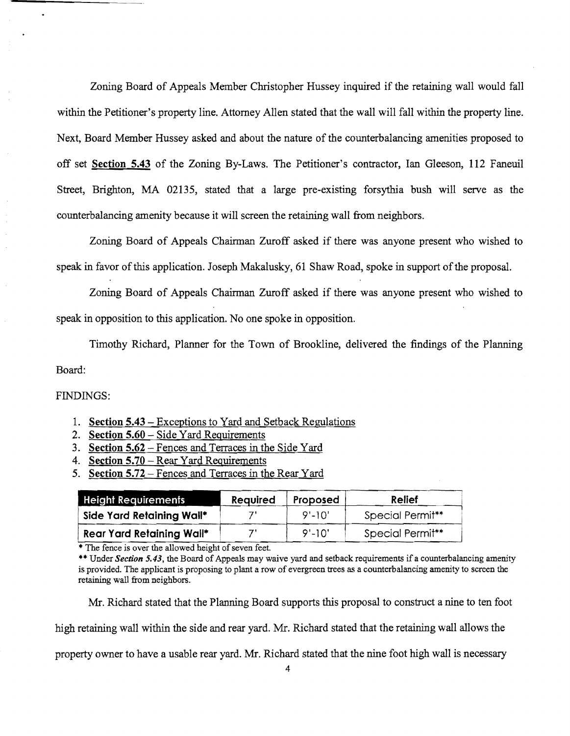Zoning Board of Appeals Member Christopher Hussey inquired if the retaining wall would fall within the Petitioner's property line. Attorney Allen stated that the wall will fall within the property line. Next, Board Member Hussey asked and about the nature of the counterbalancing amenities proposed to off set **Section 5.43** of the Zoning By-Laws. The Petitioner's contractor, Ian Gleeson, 112 Faneuil Street, Brighton, MA 02135, stated that a large pre-existing forsythia bush will serve as the counterbalancing amenity because it will screen the retaining wall from neighbors.

Zoning Board of Appeals Chairman Zuroff asked if there was anyone present who wished to speak in favor of this application. Joseph Makalusky, 61 Shaw Road, spoke in support of the proposal.

Zoning Board of Appeals Chairman Zuroff asked if there was anyone present who wished to speak in opposition to this application. No one spoke in opposition.

Timothy Richard, Planner for the Town of Brookline, delivered the findings of the Planning Board:

FINDINGS:

1. **Section 5.43** – Exceptions to Yard and Setback Regulations
2. **Section 5.60** – Side Yard Requirements
3. **Section 5.62** – Fences and Terraces in the Side Yard
4. **Section 5.70** – Rear Yard Requirements
5. **Section 5.72** – Fences and Terraces in the Rear Yard

| Height Requirements | Required | Proposed | Relief |
|---|---|---|---|
| Side Yard Retaining Wall* | 7' | 9'-10' | Special Permit** |
| Rear Yard Retaining Wall* | 7' | 9'-10' | Special Permit** |

\* The fence is over the allowed height of seven feet.

\*\* Under *Section 5.43*, the Board of Appeals may waive yard and setback requirements if a counterbalancing amenity is provided. The applicant is proposing to plant a row of evergreen trees as a counterbalancing amenity to screen the retaining wall from neighbors.

Mr. Richard stated that the Planning Board supports this proposal to construct a nine to ten foot high retaining wall within the side and rear yard. Mr. Richard stated that the retaining wall allows the property owner to have a usable rear yard. Mr. Richard stated that the nine foot high wall is necessary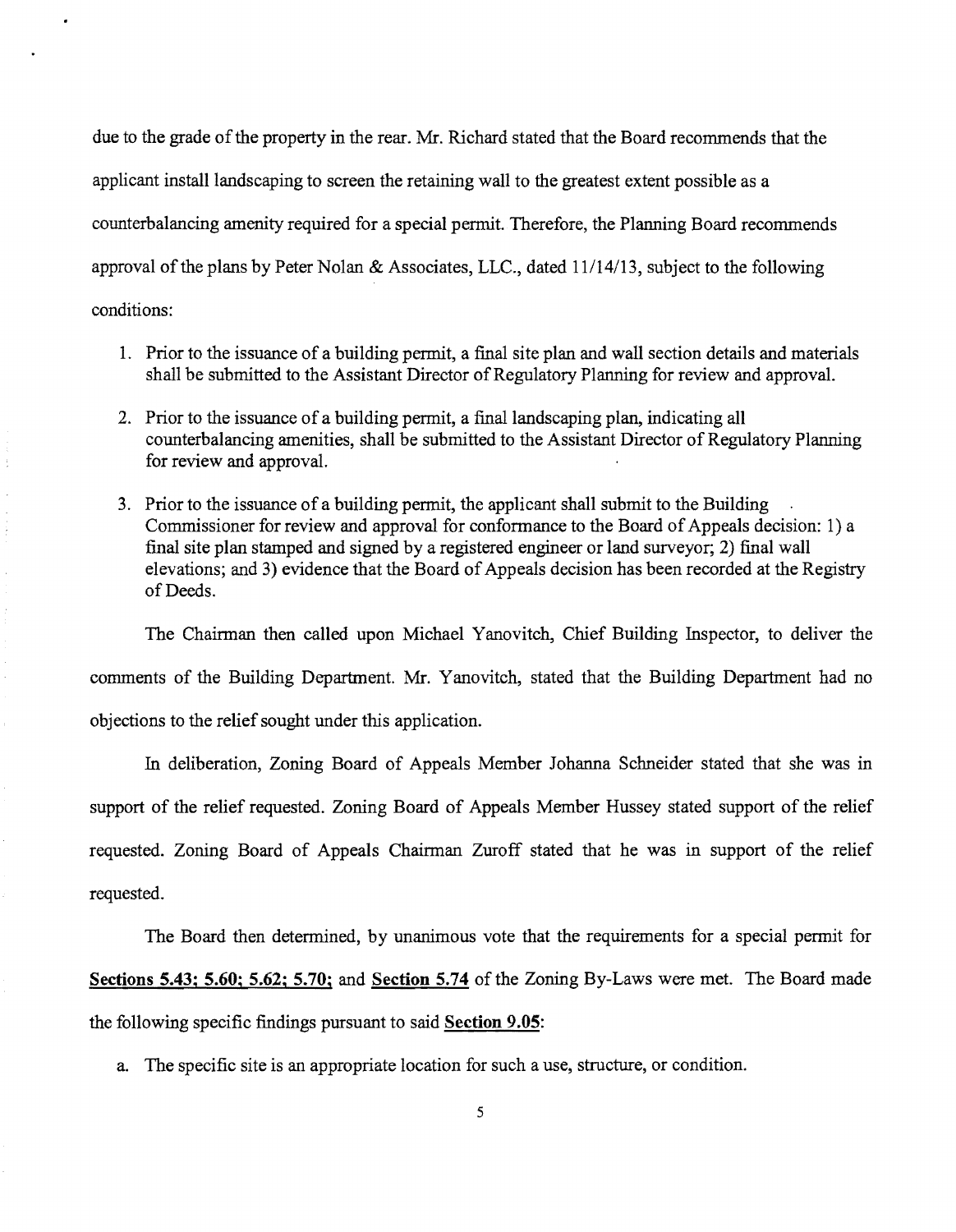due to the grade of the property in the rear. Mr. Richard stated that the Board recommends that the applicant install landscaping to screen the retaining wall to the greatest extent possible as a counterbalancing amenity required for a special permit. Therefore, the Planning Board recommends approval of the plans by Peter Nolan & Associates, LLC., dated 11/14/13, subject to the following conditions:

1. Prior to the issuance of a building permit, a final site plan and wall section details and materials shall be submitted to the Assistant Director of Regulatory Planning for review and approval.
2. Prior to the issuance of a building permit, a final landscaping plan, indicating all counterbalancing amenities, shall be submitted to the Assistant Director of Regulatory Planning for review and approval.
3. Prior to the issuance of a building permit, the applicant shall submit to the Building Commissioner for review and approval for conformance to the Board of Appeals decision: 1) a final site plan stamped and signed by a registered engineer or land surveyor; 2) final wall elevations; and 3) evidence that the Board of Appeals decision has been recorded at the Registry of Deeds.

The Chairman then called upon Michael Yanovitch, Chief Building Inspector, to deliver the comments of the Building Department. Mr. Yanovitch, stated that the Building Department had no objections to the relief sought under this application.

In deliberation, Zoning Board of Appeals Member Johanna Schneider stated that she was in support of the relief requested. Zoning Board of Appeals Member Hussey stated support of the relief requested. Zoning Board of Appeals Chairman Zuroff stated that he was in support of the relief requested.

The Board then determined, by unanimous vote that the requirements for a special permit for **Sections 5.43; 5.60; 5.62; 5.70;** and **Section 5.74** of the Zoning By-Laws were met. The Board made the following specific findings pursuant to said **Section 9.05**:

a. The specific site is an appropriate location for such a use, structure, or condition.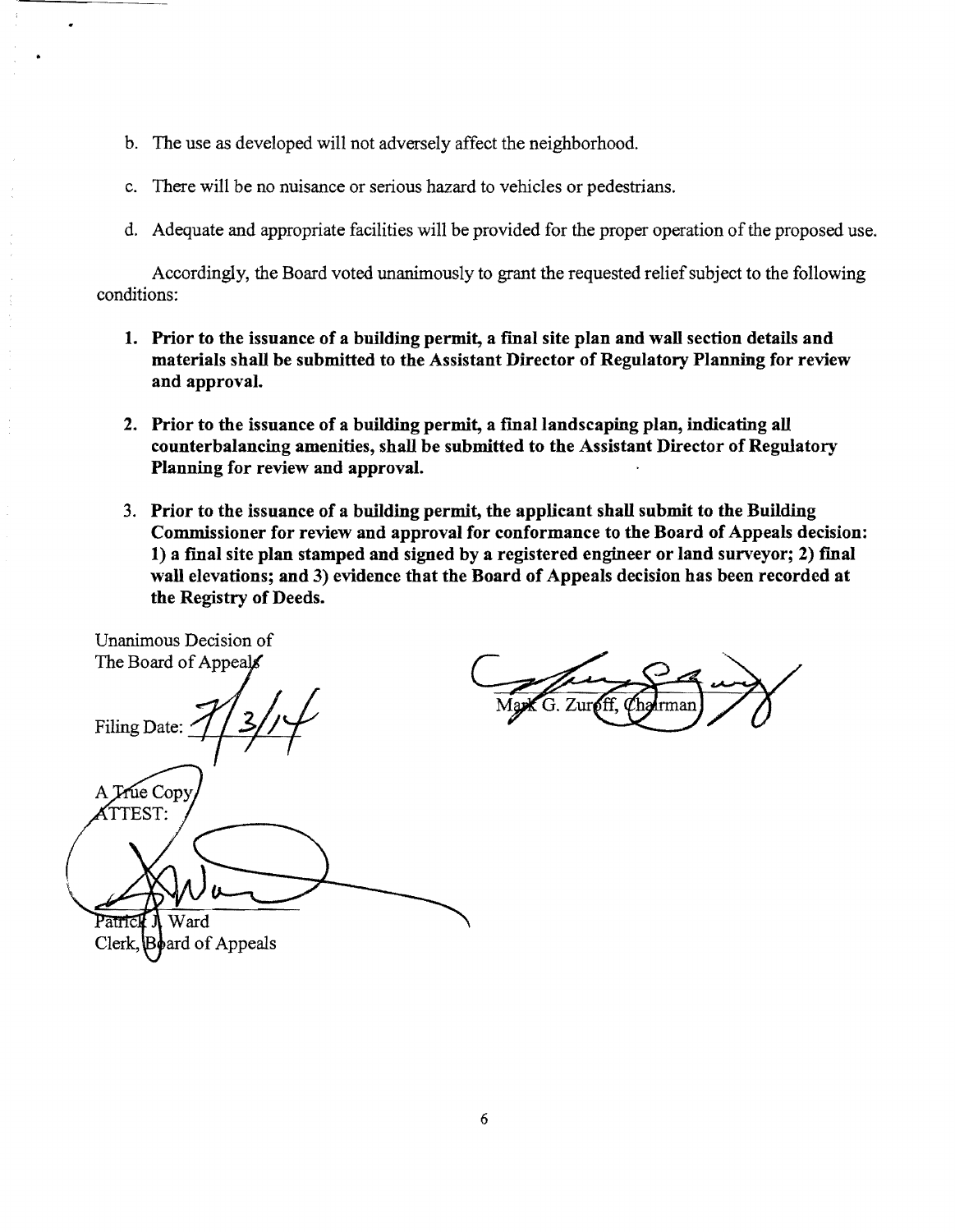b. The use as developed will not adversely affect the neighborhood.

c. There will be no nuisance or serious hazard to vehicles or pedestrians.

d. Adequate and appropriate facilities will be provided for the proper operation of the proposed use.

Accordingly, the Board voted unanimously to grant the requested relief subject to the following conditions:

1. **Prior to the issuance of a building permit, a final site plan and wall section details and materials shall be submitted to the Assistant Director of Regulatory Planning for review and approval.**

2. **Prior to the issuance of a building permit, a final landscaping plan, indicating all counterbalancing amenities, shall be submitted to the Assistant Director of Regulatory Planning for review and approval.**

3. **Prior to the issuance of a building permit, the applicant shall submit to the Building Commissioner for review and approval for conformance to the Board of Appeals decision: 1) a final site plan stamped and signed by a registered engineer or land surveyor; 2) final wall elevations; and 3) evidence that the Board of Appeals decision has been recorded at the Registry of Deeds.**

Unanimous Decision of
The Board of Appeals

Filing Date: 7/3/14

Mark G. Zuroff, Chairman

A True Copy
ATTEST:

Patrick J. Ward
Clerk, Board of Appeals